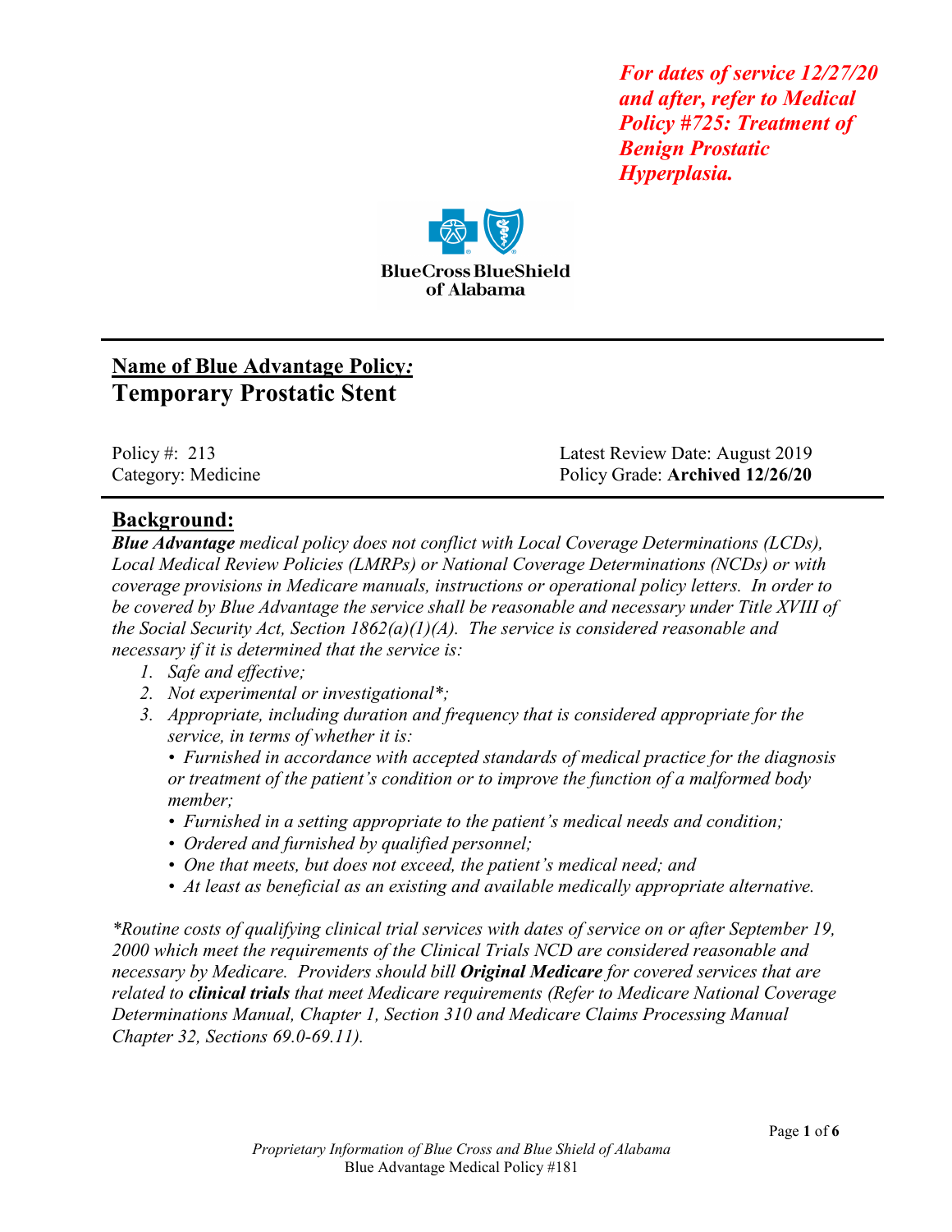***For dates of service 12/27/20 and after, refer to Medical Policy #725: Treatment of Benign Prostatic Hyperplasia.***

BlueCross BlueShield of Alabama

## Name of Blue Advantage Policy:
# Temporary Prostatic Stent

Policy #: 213
Category: Medicine

Latest Review Date: August 2019
Policy Grade: **Archived 12/26/20**

## Background:

***Blue Advantage*** *medical policy does not conflict with Local Coverage Determinations (LCDs), Local Medical Review Policies (LMRPs) or National Coverage Determinations (NCDs) or with coverage provisions in Medicare manuals, instructions or operational policy letters. In order to be covered by Blue Advantage the service shall be reasonable and necessary under Title XVIII of the Social Security Act, Section 1862(a)(1)(A). The service is considered reasonable and necessary if it is determined that the service is:*

1. *Safe and effective;*
2. *Not experimental or investigational*;*
3. *Appropriate, including duration and frequency that is considered appropriate for the service, in terms of whether it is:*
   - *Furnished in accordance with accepted standards of medical practice for the diagnosis or treatment of the patient's condition or to improve the function of a malformed body member;*
   - *Furnished in a setting appropriate to the patient's medical needs and condition;*
   - *Ordered and furnished by qualified personnel;*
   - *One that meets, but does not exceed, the patient's medical need; and*
   - *At least as beneficial as an existing and available medically appropriate alternative.*

**Routine costs of qualifying clinical trial services with dates of service on or after September 19, 2000 which meet the requirements of the Clinical Trials NCD are considered reasonable and necessary by Medicare. Providers should bill* ***Original Medicare*** *for covered services that are related to* ***clinical trials*** *that meet Medicare requirements (Refer to Medicare National Coverage Determinations Manual, Chapter 1, Section 310 and Medicare Claims Processing Manual Chapter 32, Sections 69.0-69.11).*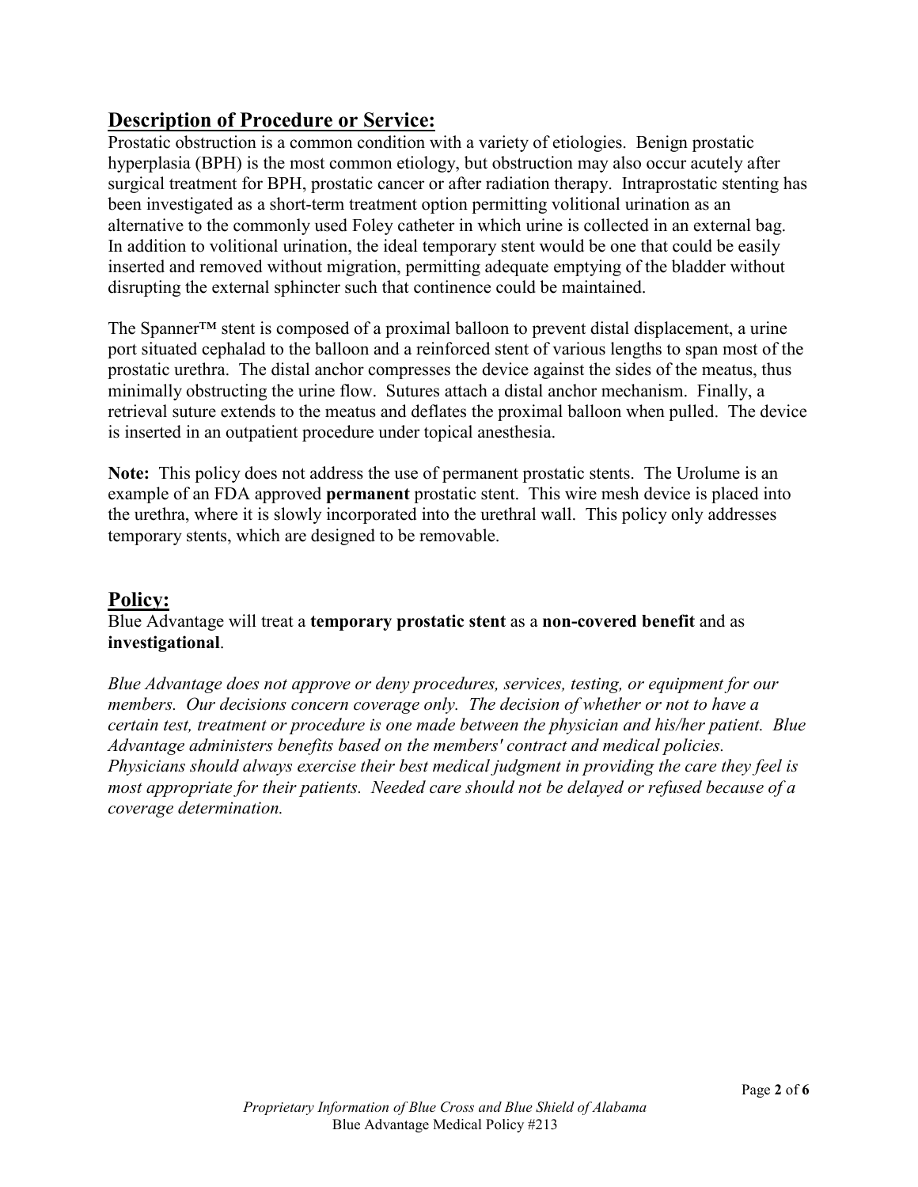## Description of Procedure or Service:

Prostatic obstruction is a common condition with a variety of etiologies. Benign prostatic hyperplasia (BPH) is the most common etiology, but obstruction may also occur acutely after surgical treatment for BPH, prostatic cancer or after radiation therapy. Intraprostatic stenting has been investigated as a short-term treatment option permitting volitional urination as an alternative to the commonly used Foley catheter in which urine is collected in an external bag. In addition to volitional urination, the ideal temporary stent would be one that could be easily inserted and removed without migration, permitting adequate emptying of the bladder without disrupting the external sphincter such that continence could be maintained.

The Spanner™ stent is composed of a proximal balloon to prevent distal displacement, a urine port situated cephalad to the balloon and a reinforced stent of various lengths to span most of the prostatic urethra. The distal anchor compresses the device against the sides of the meatus, thus minimally obstructing the urine flow. Sutures attach a distal anchor mechanism. Finally, a retrieval suture extends to the meatus and deflates the proximal balloon when pulled. The device is inserted in an outpatient procedure under topical anesthesia.

**Note:** This policy does not address the use of permanent prostatic stents. The Urolume is an example of an FDA approved **permanent** prostatic stent. This wire mesh device is placed into the urethra, where it is slowly incorporated into the urethral wall. This policy only addresses temporary stents, which are designed to be removable.

## Policy:

Blue Advantage will treat a **temporary prostatic stent** as a **non-covered benefit** and as **investigational**.

*Blue Advantage does not approve or deny procedures, services, testing, or equipment for our members. Our decisions concern coverage only. The decision of whether or not to have a certain test, treatment or procedure is one made between the physician and his/her patient. Blue Advantage administers benefits based on the members' contract and medical policies. Physicians should always exercise their best medical judgment in providing the care they feel is most appropriate for their patients. Needed care should not be delayed or refused because of a coverage determination.*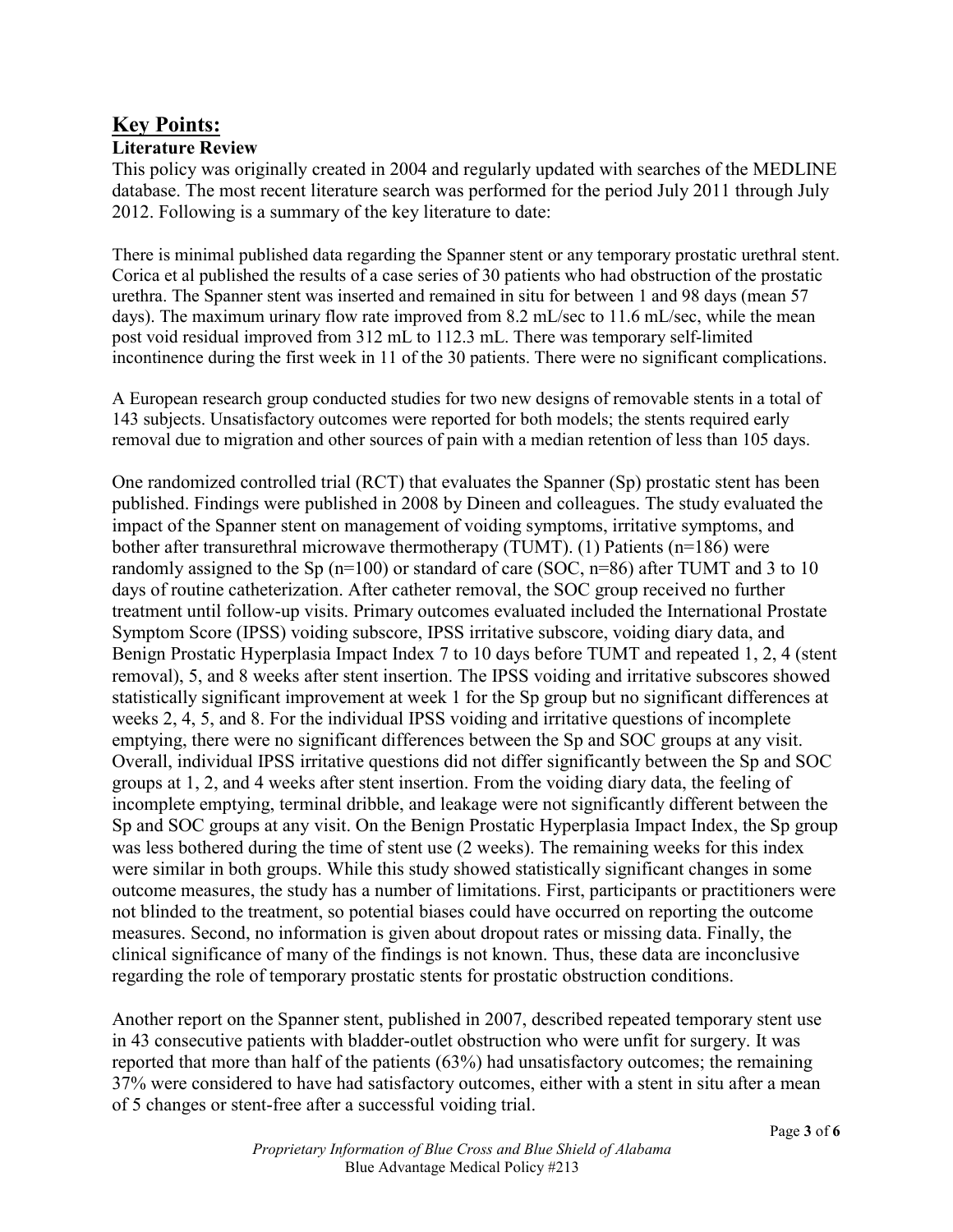## Key Points:

### Literature Review

This policy was originally created in 2004 and regularly updated with searches of the MEDLINE database. The most recent literature search was performed for the period July 2011 through July 2012. Following is a summary of the key literature to date:

There is minimal published data regarding the Spanner stent or any temporary prostatic urethral stent. Corica et al published the results of a case series of 30 patients who had obstruction of the prostatic urethra. The Spanner stent was inserted and remained in situ for between 1 and 98 days (mean 57 days). The maximum urinary flow rate improved from 8.2 mL/sec to 11.6 mL/sec, while the mean post void residual improved from 312 mL to 112.3 mL. There was temporary self-limited incontinence during the first week in 11 of the 30 patients. There were no significant complications.

A European research group conducted studies for two new designs of removable stents in a total of 143 subjects. Unsatisfactory outcomes were reported for both models; the stents required early removal due to migration and other sources of pain with a median retention of less than 105 days.

One randomized controlled trial (RCT) that evaluates the Spanner (Sp) prostatic stent has been published. Findings were published in 2008 by Dineen and colleagues. The study evaluated the impact of the Spanner stent on management of voiding symptoms, irritative symptoms, and bother after transurethral microwave thermotherapy (TUMT). (1) Patients (n=186) were randomly assigned to the Sp (n=100) or standard of care (SOC, n=86) after TUMT and 3 to 10 days of routine catheterization. After catheter removal, the SOC group received no further treatment until follow-up visits. Primary outcomes evaluated included the International Prostate Symptom Score (IPSS) voiding subscore, IPSS irritative subscore, voiding diary data, and Benign Prostatic Hyperplasia Impact Index 7 to 10 days before TUMT and repeated 1, 2, 4 (stent removal), 5, and 8 weeks after stent insertion. The IPSS voiding and irritative subscores showed statistically significant improvement at week 1 for the Sp group but no significant differences at weeks 2, 4, 5, and 8. For the individual IPSS voiding and irritative questions of incomplete emptying, there were no significant differences between the Sp and SOC groups at any visit. Overall, individual IPSS irritative questions did not differ significantly between the Sp and SOC groups at 1, 2, and 4 weeks after stent insertion. From the voiding diary data, the feeling of incomplete emptying, terminal dribble, and leakage were not significantly different between the Sp and SOC groups at any visit. On the Benign Prostatic Hyperplasia Impact Index, the Sp group was less bothered during the time of stent use (2 weeks). The remaining weeks for this index were similar in both groups. While this study showed statistically significant changes in some outcome measures, the study has a number of limitations. First, participants or practitioners were not blinded to the treatment, so potential biases could have occurred on reporting the outcome measures. Second, no information is given about dropout rates or missing data. Finally, the clinical significance of many of the findings is not known. Thus, these data are inconclusive regarding the role of temporary prostatic stents for prostatic obstruction conditions.

Another report on the Spanner stent, published in 2007, described repeated temporary stent use in 43 consecutive patients with bladder-outlet obstruction who were unfit for surgery. It was reported that more than half of the patients (63%) had unsatisfactory outcomes; the remaining 37% were considered to have had satisfactory outcomes, either with a stent in situ after a mean of 5 changes or stent-free after a successful voiding trial.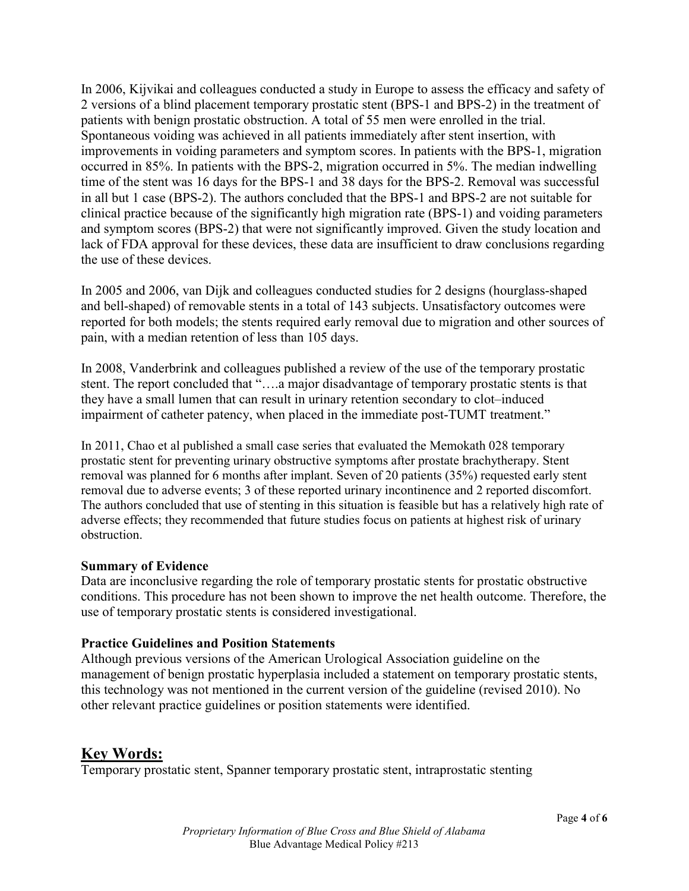In 2006, Kijvikai and colleagues conducted a study in Europe to assess the efficacy and safety of 2 versions of a blind placement temporary prostatic stent (BPS-1 and BPS-2) in the treatment of patients with benign prostatic obstruction. A total of 55 men were enrolled in the trial. Spontaneous voiding was achieved in all patients immediately after stent insertion, with improvements in voiding parameters and symptom scores. In patients with the BPS-1, migration occurred in 85%. In patients with the BPS-2, migration occurred in 5%. The median indwelling time of the stent was 16 days for the BPS-1 and 38 days for the BPS-2. Removal was successful in all but 1 case (BPS-2). The authors concluded that the BPS-1 and BPS-2 are not suitable for clinical practice because of the significantly high migration rate (BPS-1) and voiding parameters and symptom scores (BPS-2) that were not significantly improved. Given the study location and lack of FDA approval for these devices, these data are insufficient to draw conclusions regarding the use of these devices.

In 2005 and 2006, van Dijk and colleagues conducted studies for 2 designs (hourglass-shaped and bell-shaped) of removable stents in a total of 143 subjects. Unsatisfactory outcomes were reported for both models; the stents required early removal due to migration and other sources of pain, with a median retention of less than 105 days.

In 2008, Vanderbrink and colleagues published a review of the use of the temporary prostatic stent. The report concluded that "….a major disadvantage of temporary prostatic stents is that they have a small lumen that can result in urinary retention secondary to clot–induced impairment of catheter patency, when placed in the immediate post-TUMT treatment."

In 2011, Chao et al published a small case series that evaluated the Memokath 028 temporary prostatic stent for preventing urinary obstructive symptoms after prostate brachytherapy. Stent removal was planned for 6 months after implant. Seven of 20 patients (35%) requested early stent removal due to adverse events; 3 of these reported urinary incontinence and 2 reported discomfort. The authors concluded that use of stenting in this situation is feasible but has a relatively high rate of adverse effects; they recommended that future studies focus on patients at highest risk of urinary obstruction.

**Summary of Evidence**

Data are inconclusive regarding the role of temporary prostatic stents for prostatic obstructive conditions. This procedure has not been shown to improve the net health outcome. Therefore, the use of temporary prostatic stents is considered investigational.

**Practice Guidelines and Position Statements**

Although previous versions of the American Urological Association guideline on the management of benign prostatic hyperplasia included a statement on temporary prostatic stents, this technology was not mentioned in the current version of the guideline (revised 2010). No other relevant practice guidelines or position statements were identified.

## Key Words:

Temporary prostatic stent, Spanner temporary prostatic stent, intraprostatic stenting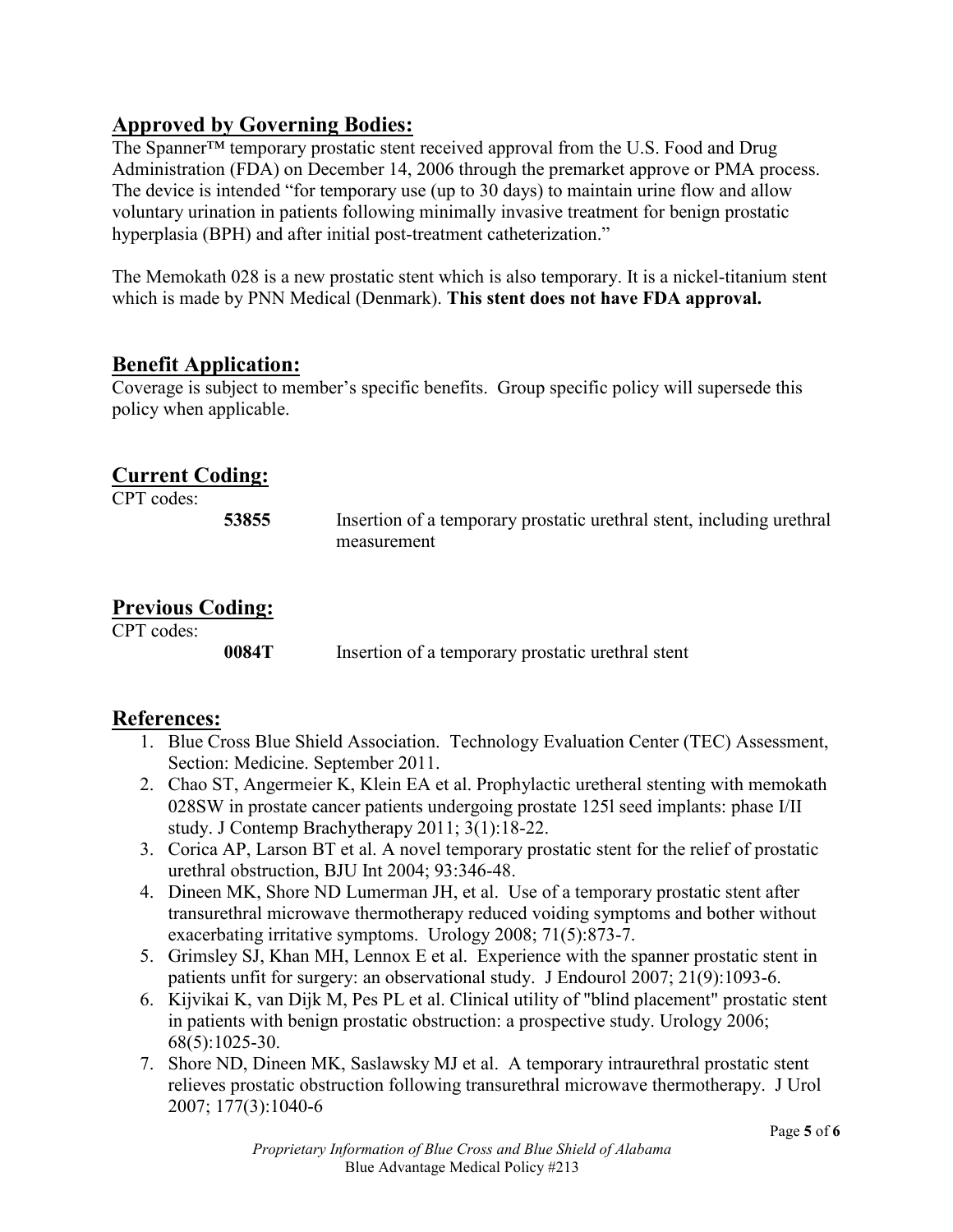## Approved by Governing Bodies:

The Spanner™ temporary prostatic stent received approval from the U.S. Food and Drug Administration (FDA) on December 14, 2006 through the premarket approve or PMA process. The device is intended "for temporary use (up to 30 days) to maintain urine flow and allow voluntary urination in patients following minimally invasive treatment for benign prostatic hyperplasia (BPH) and after initial post-treatment catheterization."

The Memokath 028 is a new prostatic stent which is also temporary. It is a nickel-titanium stent which is made by PNN Medical (Denmark). **This stent does not have FDA approval.**

## Benefit Application:

Coverage is subject to member's specific benefits. Group specific policy will supersede this policy when applicable.

## Current Coding:

CPT codes:

| | |
|---|---|
| **53855** | Insertion of a temporary prostatic urethral stent, including urethral measurement |

## Previous Coding:

CPT codes:

| | |
|---|---|
| **0084T** | Insertion of a temporary prostatic urethral stent |

## References:

1. Blue Cross Blue Shield Association. Technology Evaluation Center (TEC) Assessment, Section: Medicine. September 2011.
2. Chao ST, Angermeier K, Klein EA et al. Prophylactic uretheral stenting with memokath 028SW in prostate cancer patients undergoing prostate 125l seed implants: phase I/II study. J Contemp Brachytherapy 2011; 3(1):18-22.
3. Corica AP, Larson BT et al. A novel temporary prostatic stent for the relief of prostatic urethral obstruction, BJU Int 2004; 93:346-48.
4. Dineen MK, Shore ND Lumerman JH, et al. Use of a temporary prostatic stent after transurethral microwave thermotherapy reduced voiding symptoms and bother without exacerbating irritative symptoms. Urology 2008; 71(5):873-7.
5. Grimsley SJ, Khan MH, Lennox E et al. Experience with the spanner prostatic stent in patients unfit for surgery: an observational study. J Endourol 2007; 21(9):1093-6.
6. Kijvikai K, van Dijk M, Pes PL et al. Clinical utility of "blind placement" prostatic stent in patients with benign prostatic obstruction: a prospective study. Urology 2006; 68(5):1025-30.
7. Shore ND, Dineen MK, Saslawsky MJ et al. A temporary intraurethral prostatic stent relieves prostatic obstruction following transurethral microwave thermotherapy. J Urol 2007; 177(3):1040-6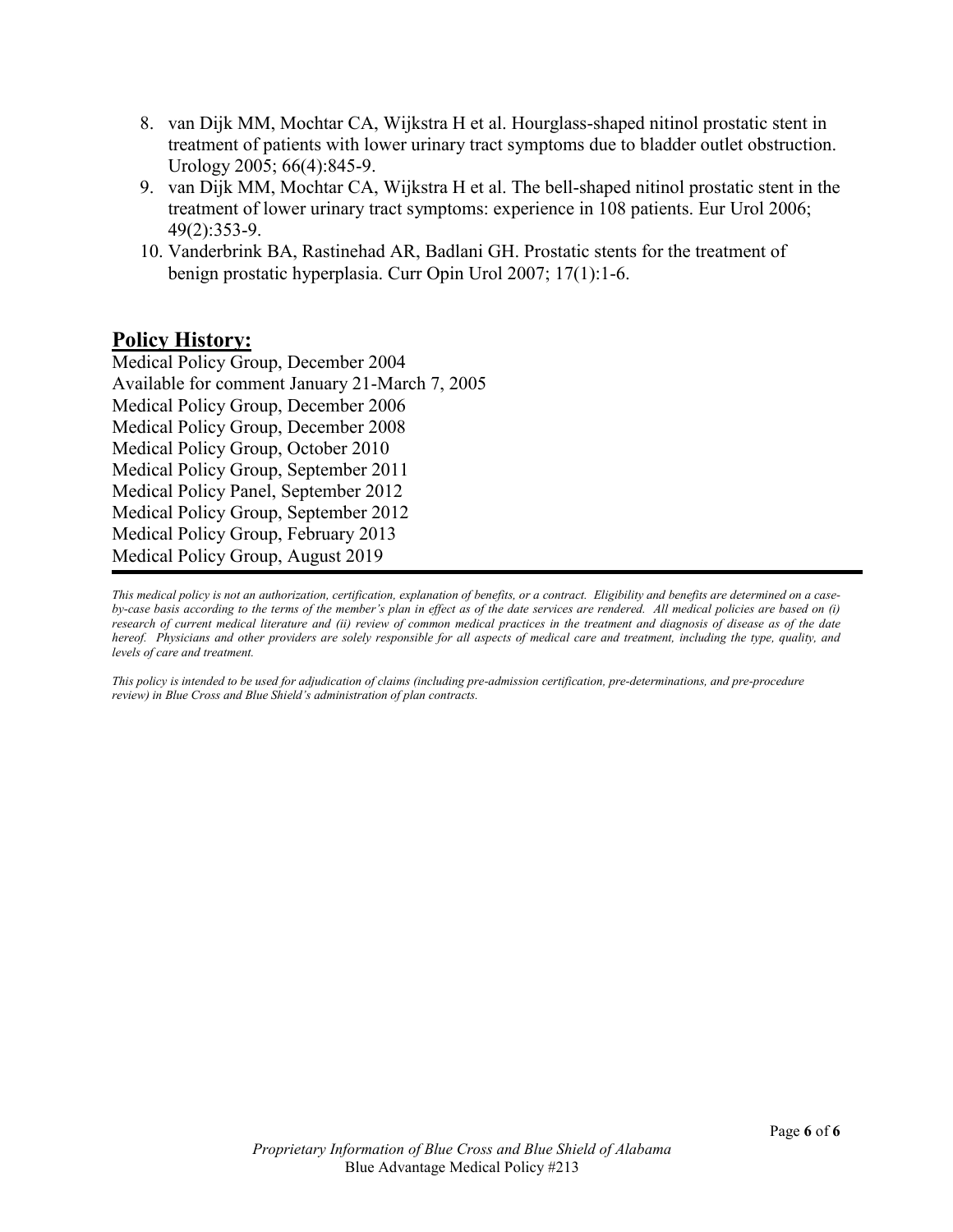8. van Dijk MM, Mochtar CA, Wijkstra H et al. Hourglass-shaped nitinol prostatic stent in treatment of patients with lower urinary tract symptoms due to bladder outlet obstruction. Urology 2005; 66(4):845-9.
9. van Dijk MM, Mochtar CA, Wijkstra H et al. The bell-shaped nitinol prostatic stent in the treatment of lower urinary tract symptoms: experience in 108 patients. Eur Urol 2006; 49(2):353-9.
10. Vanderbrink BA, Rastinehad AR, Badlani GH. Prostatic stents for the treatment of benign prostatic hyperplasia. Curr Opin Urol 2007; 17(1):1-6.

## Policy History:

Medical Policy Group, December 2004
Available for comment January 21-March 7, 2005
Medical Policy Group, December 2006
Medical Policy Group, December 2008
Medical Policy Group, October 2010
Medical Policy Group, September 2011
Medical Policy Panel, September 2012
Medical Policy Group, September 2012
Medical Policy Group, February 2013
Medical Policy Group, August 2019

*This medical policy is not an authorization, certification, explanation of benefits, or a contract. Eligibility and benefits are determined on a case-by-case basis according to the terms of the member's plan in effect as of the date services are rendered. All medical policies are based on (i) research of current medical literature and (ii) review of common medical practices in the treatment and diagnosis of disease as of the date hereof. Physicians and other providers are solely responsible for all aspects of medical care and treatment, including the type, quality, and levels of care and treatment.*

*This policy is intended to be used for adjudication of claims (including pre-admission certification, pre-determinations, and pre-procedure review) in Blue Cross and Blue Shield's administration of plan contracts.*